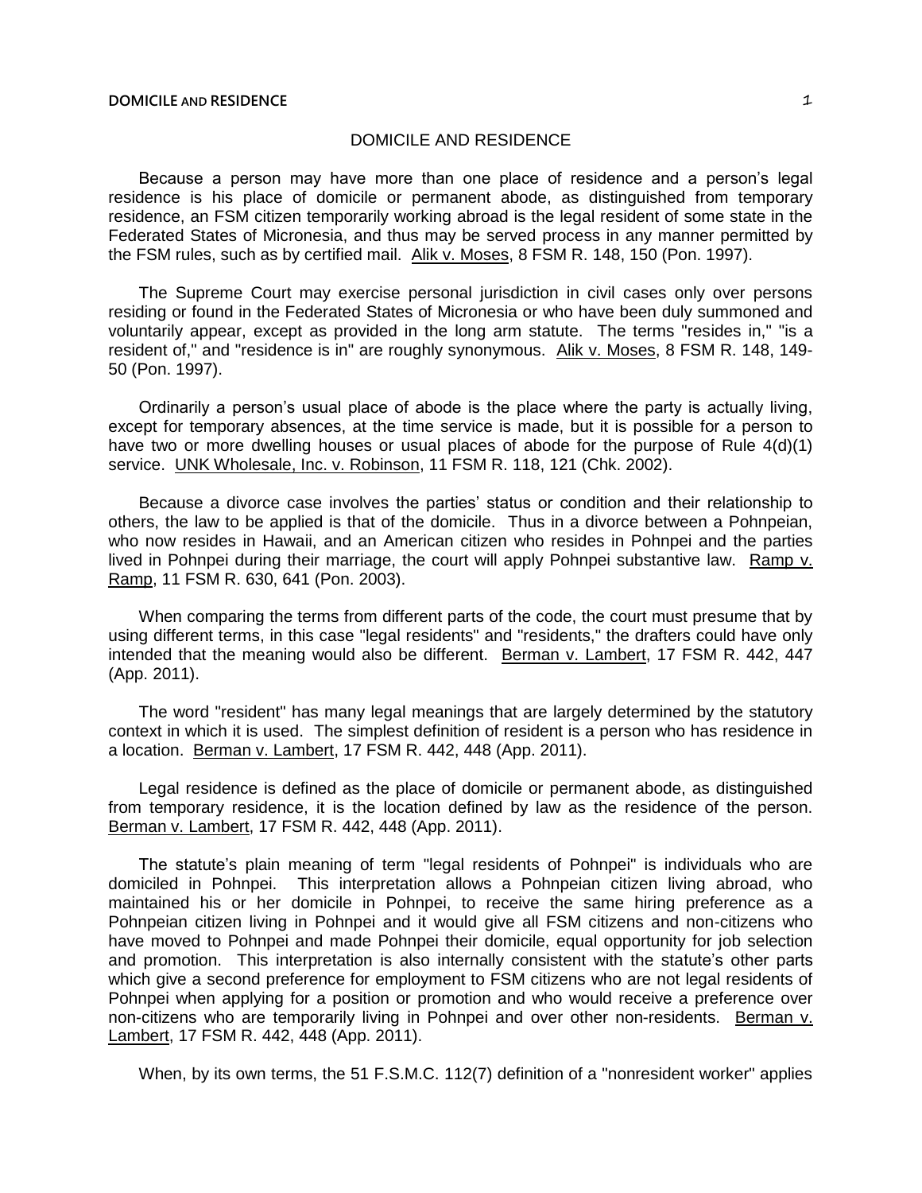# DOMICILE AND RESIDENCE

Because a person may have more than one place of residence and a person's legal residence is his place of domicile or permanent abode, as distinguished from temporary residence, an FSM citizen temporarily working abroad is the legal resident of some state in the Federated States of Micronesia, and thus may be served process in any manner permitted by the FSM rules, such as by certified mail. Alik v. Moses, 8 FSM R. 148, 150 (Pon. 1997).

The Supreme Court may exercise personal jurisdiction in civil cases only over persons residing or found in the Federated States of Micronesia or who have been duly summoned and voluntarily appear, except as provided in the long arm statute. The terms "resides in," "is a resident of," and "residence is in" are roughly synonymous. Alik v. Moses, 8 FSM R. 148, 149-50 (Pon. 1997).

Ordinarily a person's usual place of abode is the place where the party is actually living, except for temporary absences, at the time service is made, but it is possible for a person to have two or more dwelling houses or usual places of abode for the purpose of Rule 4(d)(1) service. UNK Wholesale, Inc. v. Robinson, 11 FSM R. 118, 121 (Chk. 2002).

Because a divorce case involves the parties' status or condition and their relationship to others, the law to be applied is that of the domicile. Thus in a divorce between a Pohnpeian, who now resides in Hawaii, and an American citizen who resides in Pohnpei and the parties lived in Pohnpei during their marriage, the court will apply Pohnpei substantive law. Ramp v. Ramp, 11 FSM R. 630, 641 (Pon. 2003).

When comparing the terms from different parts of the code, the court must presume that by using different terms, in this case "legal residents" and "residents," the drafters could have only intended that the meaning would also be different. Berman v. Lambert, 17 FSM R. 442, 447 (App. 2011).

The word "resident" has many legal meanings that are largely determined by the statutory context in which it is used. The simplest definition of resident is a person who has residence in a location. Berman v. Lambert, 17 FSM R. 442, 448 (App. 2011).

Legal residence is defined as the place of domicile or permanent abode, as distinguished from temporary residence, it is the location defined by law as the residence of the person. Berman v. Lambert, 17 FSM R. 442, 448 (App. 2011).

The statute's plain meaning of term "legal residents of Pohnpei" is individuals who are domiciled in Pohnpei. This interpretation allows a Pohnpeian citizen living abroad, who maintained his or her domicile in Pohnpei, to receive the same hiring preference as a Pohnpeian citizen living in Pohnpei and it would give all FSM citizens and non-citizens who have moved to Pohnpei and made Pohnpei their domicile, equal opportunity for job selection and promotion. This interpretation is also internally consistent with the statute's other parts which give a second preference for employment to FSM citizens who are not legal residents of Pohnpei when applying for a position or promotion and who would receive a preference over non-citizens who are temporarily living in Pohnpei and over other non-residents. Berman v. Lambert, 17 FSM R. 442, 448 (App. 2011).

When, by its own terms, the 51 F.S.M.C. 112(7) definition of a "nonresident worker" applies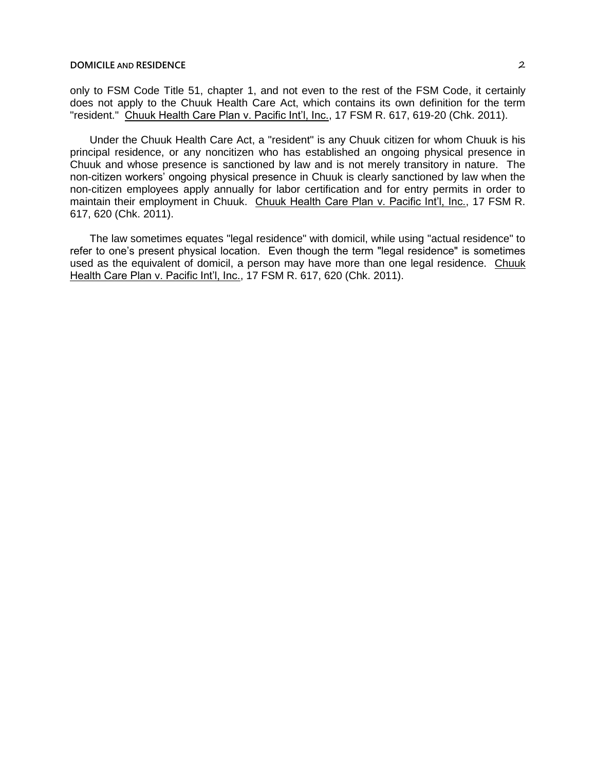only to FSM Code Title 51, chapter 1, and not even to the rest of the FSM Code, it certainly does not apply to the Chuuk Health Care Act, which contains its own definition for the term "resident." Chuuk Health Care Plan v. Pacific Int'l, Inc., 17 FSM R. 617, 619-20 (Chk. 2011).

Under the Chuuk Health Care Act, a "resident" is any Chuuk citizen for whom Chuuk is his principal residence, or any noncitizen who has established an ongoing physical presence in Chuuk and whose presence is sanctioned by law and is not merely transitory in nature. The non-citizen workers' ongoing physical presence in Chuuk is clearly sanctioned by law when the non-citizen employees apply annually for labor certification and for entry permits in order to maintain their employment in Chuuk. Chuuk Health Care Plan v. Pacific Int'l, Inc., 17 FSM R. 617, 620 (Chk. 2011).

The law sometimes equates "legal residence" with domicil, while using "actual residence" to refer to one's present physical location. Even though the term "legal residence" is sometimes used as the equivalent of domicil, a person may have more than one legal residence. Chuuk Health Care Plan v. Pacific Int'l, Inc., 17 FSM R. 617, 620 (Chk. 2011).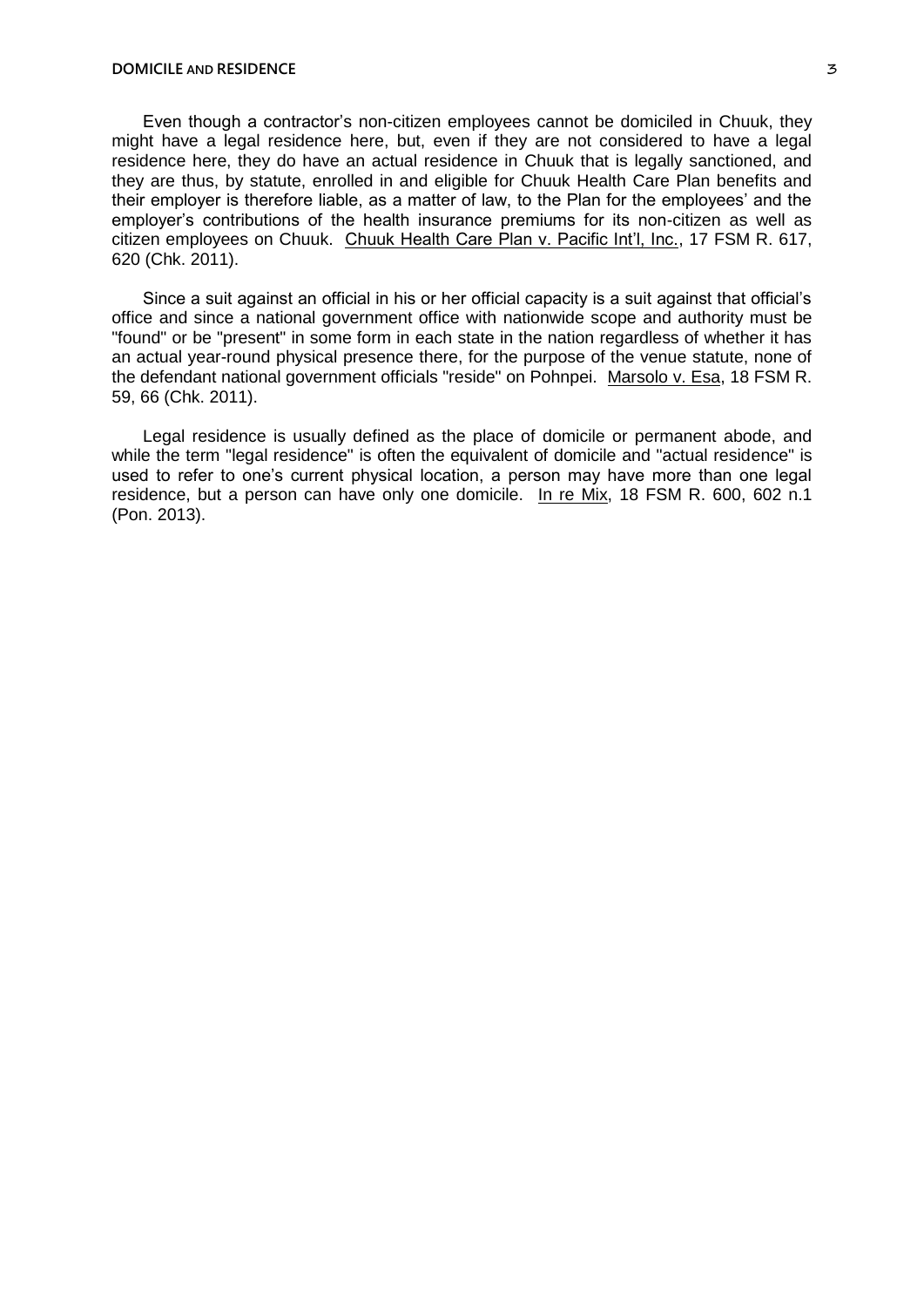Even though a contractor's non-citizen employees cannot be domiciled in Chuuk, they might have a legal residence here, but, even if they are not considered to have a legal residence here, they do have an actual residence in Chuuk that is legally sanctioned, and they are thus, by statute, enrolled in and eligible for Chuuk Health Care Plan benefits and their employer is therefore liable, as a matter of law, to the Plan for the employees' and the employer's contributions of the health insurance premiums for its non-citizen as well as citizen employees on Chuuk. Chuuk Health Care Plan v. Pacific Int'l, Inc., 17 FSM R. 617, 620 (Chk. 2011).

Since a suit against an official in his or her official capacity is a suit against that official's office and since a national government office with nationwide scope and authority must be "found" or be "present" in some form in each state in the nation regardless of whether it has an actual year-round physical presence there, for the purpose of the venue statute, none of the defendant national government officials "reside" on Pohnpei. Marsolo v. Esa, 18 FSM R. 59, 66 (Chk. 2011).

Legal residence is usually defined as the place of domicile or permanent abode, and while the term "legal residence" is often the equivalent of domicile and "actual residence" is used to refer to one's current physical location, a person may have more than one legal residence, but a person can have only one domicile. In re Mix, 18 FSM R. 600, 602 n.1 (Pon. 2013).